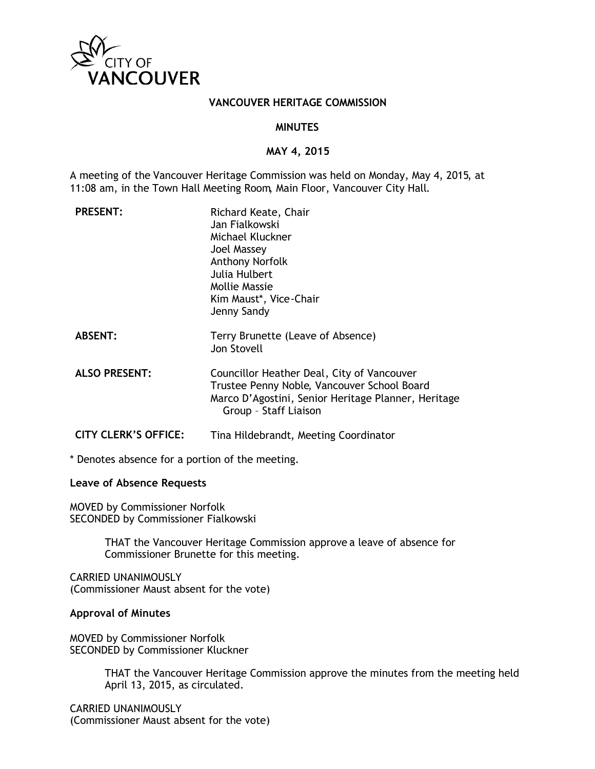CITY OF VANCOUVER

# VANCOUVER HERITAGE COMMISSION

## MINUTES

## MAY 4, 2015

A meeting of the Vancouver Heritage Commission was held on Monday, May 4, 2015, at 11:08 am, in the Town Hall Meeting Room, Main Floor, Vancouver City Hall.

| | |
|---|---|
| **PRESENT:** | Richard Keate, Chair<br>Jan Fialkowski<br>Michael Kluckner<br>Joel Massey<br>Anthony Norfolk<br>Julia Hulbert<br>Mollie Massie<br>Kim Maust*, Vice-Chair<br>Jenny Sandy |
| **ABSENT:** | Terry Brunette (Leave of Absence)<br>Jon Stovell |
| **ALSO PRESENT:** | Councillor Heather Deal, City of Vancouver<br>Trustee Penny Noble, Vancouver School Board<br>Marco D'Agostini, Senior Heritage Planner, Heritage Group – Staff Liaison |
| **CITY CLERK'S OFFICE:** | Tina Hildebrandt, Meeting Coordinator |

* Denotes absence for a portion of the meeting.

**Leave of Absence Requests**

MOVED by Commissioner Norfolk
SECONDED by Commissioner Fialkowski

> THAT the Vancouver Heritage Commission approve a leave of absence for Commissioner Brunette for this meeting.

CARRIED UNANIMOUSLY
(Commissioner Maust absent for the vote)

**Approval of Minutes**

MOVED by Commissioner Norfolk
SECONDED by Commissioner Kluckner

> THAT the Vancouver Heritage Commission approve the minutes from the meeting held April 13, 2015, as circulated.

CARRIED UNANIMOUSLY
(Commissioner Maust absent for the vote)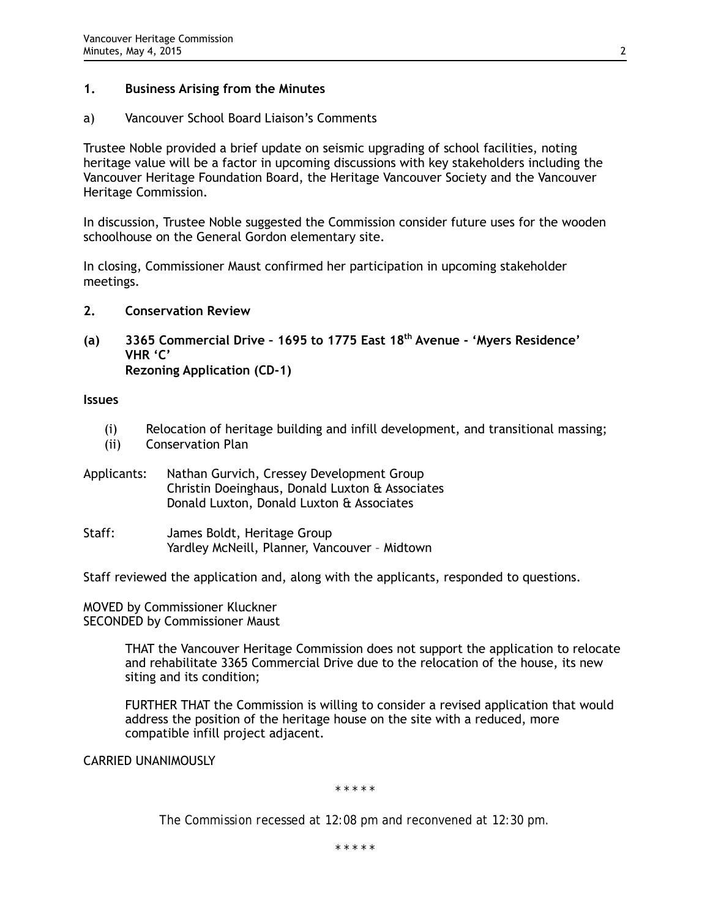## 1. Business Arising from the Minutes

a) Vancouver School Board Liaison's Comments

Trustee Noble provided a brief update on seismic upgrading of school facilities, noting heritage value will be a factor in upcoming discussions with key stakeholders including the Vancouver Heritage Foundation Board, the Heritage Vancouver Society and the Vancouver Heritage Commission.

In discussion, Trustee Noble suggested the Commission consider future uses for the wooden schoolhouse on the General Gordon elementary site.

In closing, Commissioner Maust confirmed her participation in upcoming stakeholder meetings.

## 2. Conservation Review

### (a) 3365 Commercial Drive – 1695 to 1775 East 18th Avenue - 'Myers Residence' VHR 'C' Rezoning Application (CD-1)

**Issues**

(i) Relocation of heritage building and infill development, and transitional massing;
(ii) Conservation Plan

Applicants: Nathan Gurvich, Cressey Development Group
Christin Doeinghaus, Donald Luxton & Associates
Donald Luxton, Donald Luxton & Associates

Staff: James Boldt, Heritage Group
Yardley McNeill, Planner, Vancouver – Midtown

Staff reviewed the application and, along with the applicants, responded to questions.

MOVED by Commissioner Kluckner
SECONDED by Commissioner Maust

> THAT the Vancouver Heritage Commission does not support the application to relocate and rehabilitate 3365 Commercial Drive due to the relocation of the house, its new siting and its condition;
>
> FURTHER THAT the Commission is willing to consider a revised application that would address the position of the heritage house on the site with a reduced, more compatible infill project adjacent.

CARRIED UNANIMOUSLY

\* \* \* \* \*

*The Commission recessed at 12:08 pm and reconvened at 12:30 pm.*

\* \* \* \* \*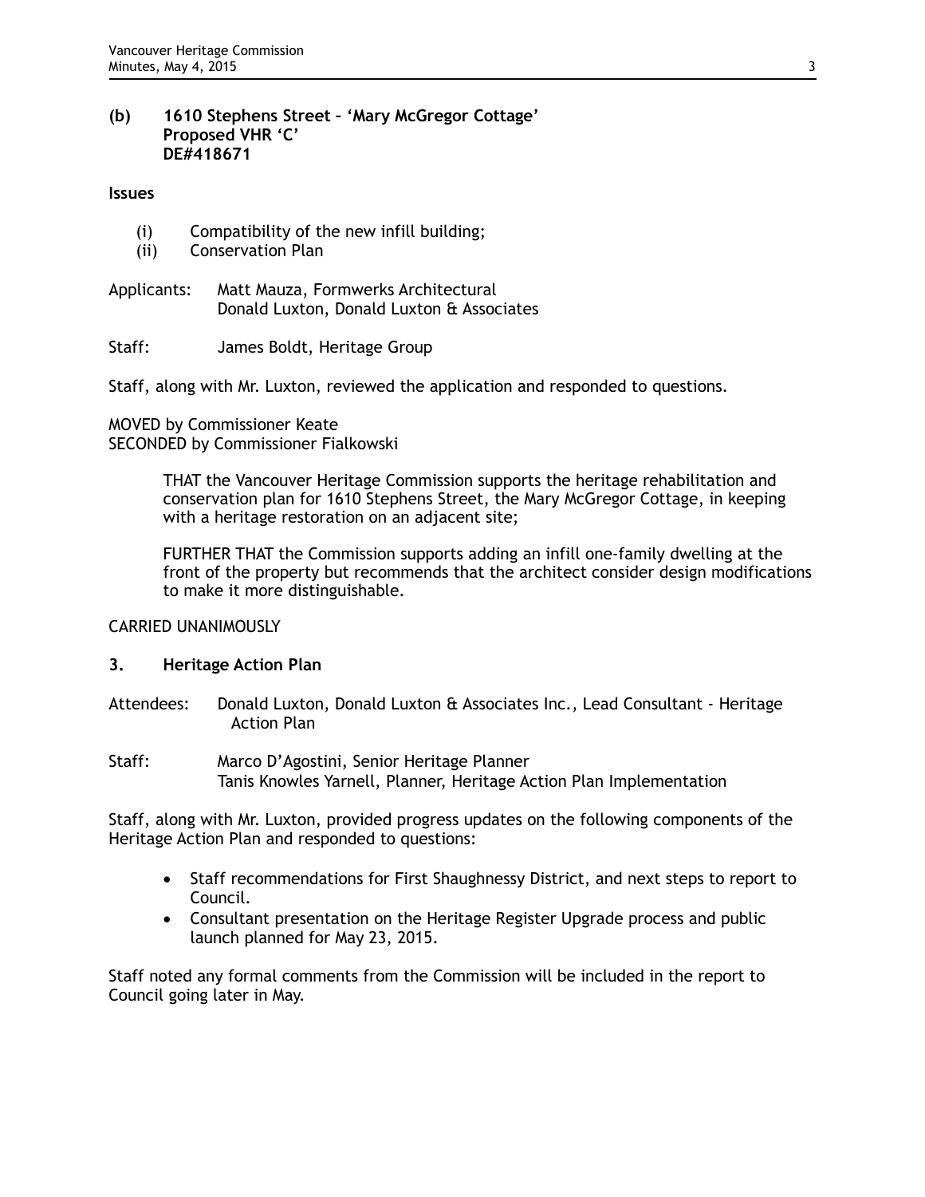**(b) 1610 Stephens Street – 'Mary McGregor Cottage' Proposed VHR 'C' DE#418671**

**Issues**

- (i) Compatibility of the new infill building;
- (ii) Conservation Plan

Applicants: Matt Mauza, Formwerks Architectural
Donald Luxton, Donald Luxton & Associates

Staff: James Boldt, Heritage Group

Staff, along with Mr. Luxton, reviewed the application and responded to questions.

MOVED by Commissioner Keate
SECONDED by Commissioner Fialkowski

> THAT the Vancouver Heritage Commission supports the heritage rehabilitation and conservation plan for 1610 Stephens Street, the Mary McGregor Cottage, in keeping with a heritage restoration on an adjacent site;
>
> FURTHER THAT the Commission supports adding an infill one-family dwelling at the front of the property but recommends that the architect consider design modifications to make it more distinguishable.

CARRIED UNANIMOUSLY

## 3. Heritage Action Plan

Attendees: Donald Luxton, Donald Luxton & Associates Inc., Lead Consultant - Heritage Action Plan

Staff: Marco D'Agostini, Senior Heritage Planner
Tanis Knowles Yarnell, Planner, Heritage Action Plan Implementation

Staff, along with Mr. Luxton, provided progress updates on the following components of the Heritage Action Plan and responded to questions:

- Staff recommendations for First Shaughnessy District, and next steps to report to Council.
- Consultant presentation on the Heritage Register Upgrade process and public launch planned for May 23, 2015.

Staff noted any formal comments from the Commission will be included in the report to Council going later in May.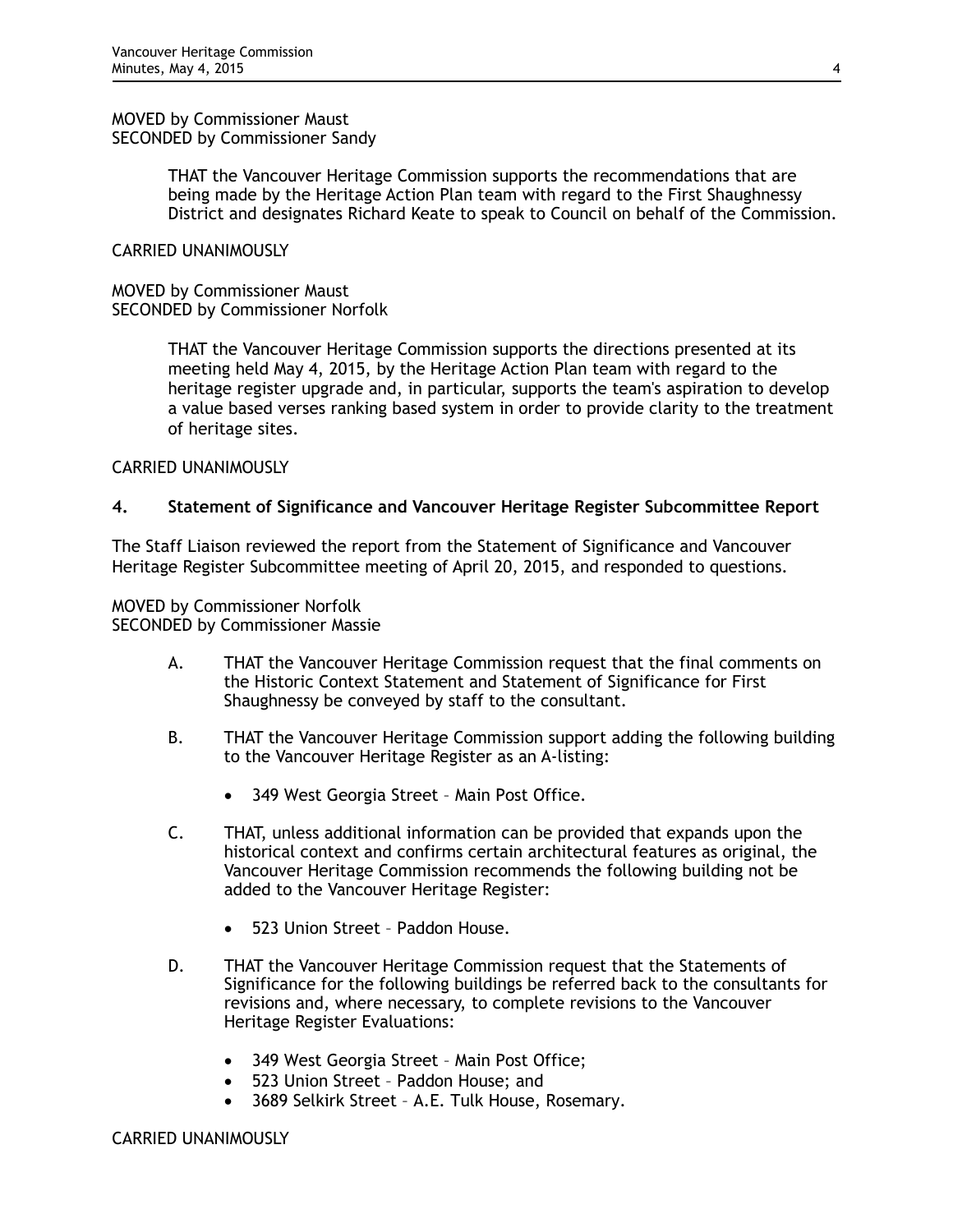MOVED by Commissioner Maust
SECONDED by Commissioner Sandy

> THAT the Vancouver Heritage Commission supports the recommendations that are being made by the Heritage Action Plan team with regard to the First Shaughnessy District and designates Richard Keate to speak to Council on behalf of the Commission.

CARRIED UNANIMOUSLY

MOVED by Commissioner Maust
SECONDED by Commissioner Norfolk

> THAT the Vancouver Heritage Commission supports the directions presented at its meeting held May 4, 2015, by the Heritage Action Plan team with regard to the heritage register upgrade and, in particular, supports the team's aspiration to develop a value based verses ranking based system in order to provide clarity to the treatment of heritage sites.

CARRIED UNANIMOUSLY

### 4. Statement of Significance and Vancouver Heritage Register Subcommittee Report

The Staff Liaison reviewed the report from the Statement of Significance and Vancouver Heritage Register Subcommittee meeting of April 20, 2015, and responded to questions.

MOVED by Commissioner Norfolk
SECONDED by Commissioner Massie

A. THAT the Vancouver Heritage Commission request that the final comments on the Historic Context Statement and Statement of Significance for First Shaughnessy be conveyed by staff to the consultant.

B. THAT the Vancouver Heritage Commission support adding the following building to the Vancouver Heritage Register as an A-listing:

- 349 West Georgia Street – Main Post Office.

C. THAT, unless additional information can be provided that expands upon the historical context and confirms certain architectural features as original, the Vancouver Heritage Commission recommends the following building not be added to the Vancouver Heritage Register:

- 523 Union Street – Paddon House.

D. THAT the Vancouver Heritage Commission request that the Statements of Significance for the following buildings be referred back to the consultants for revisions and, where necessary, to complete revisions to the Vancouver Heritage Register Evaluations:

- 349 West Georgia Street – Main Post Office;
- 523 Union Street – Paddon House; and
- 3689 Selkirk Street – A.E. Tulk House, Rosemary.

CARRIED UNANIMOUSLY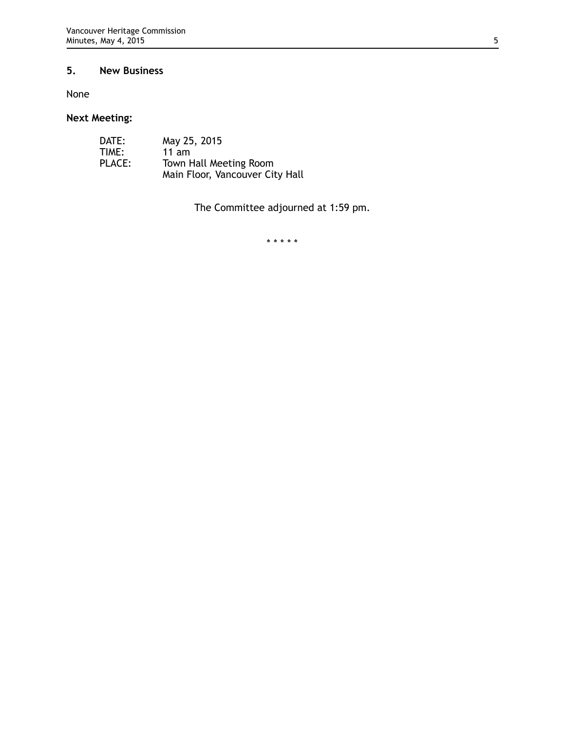## 5. New Business

None

**Next Meeting:**

| | |
|---|---|
| DATE: | May 25, 2015 |
| TIME: | 11 am |
| PLACE: | Town Hall Meeting Room<br>Main Floor, Vancouver City Hall |

The Committee adjourned at 1:59 pm.

\* \* \* \* \*